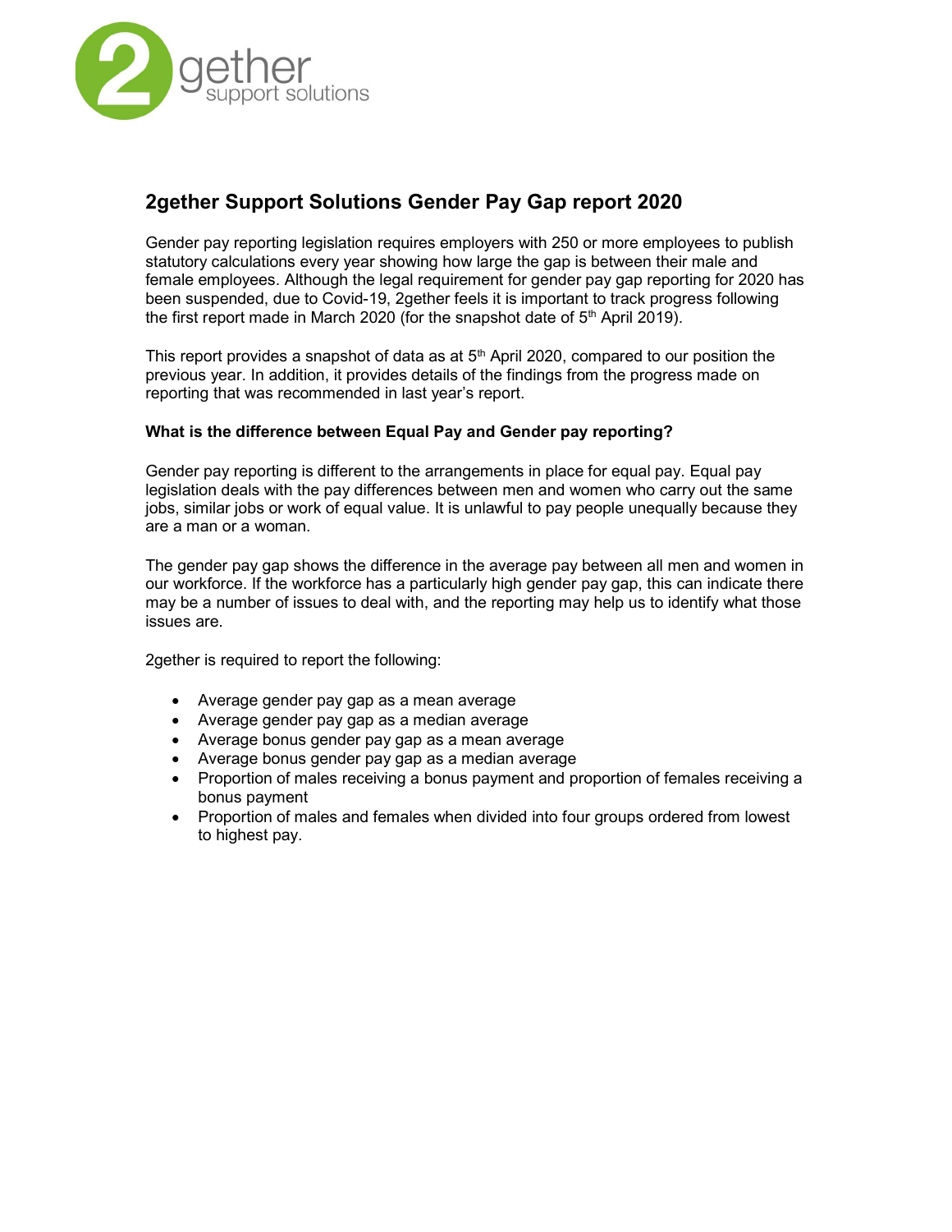# 2gether Support Solutions Gender Pay Gap report 2020

Gender pay reporting legislation requires employers with 250 or more employees to publish statutory calculations every year showing how large the gap is between their male and female employees. Although the legal requirement for gender pay gap reporting for 2020 has been suspended, due to Covid-19, 2gether feels it is important to track progress following the first report made in March 2020 (for the snapshot date of 5th April 2019).

This report provides a snapshot of data as at 5th April 2020, compared to our position the previous year. In addition, it provides details of the findings from the progress made on reporting that was recommended in last year's report.

### What is the difference between Equal Pay and Gender pay reporting?

Gender pay reporting is different to the arrangements in place for equal pay. Equal pay legislation deals with the pay differences between men and women who carry out the same jobs, similar jobs or work of equal value. It is unlawful to pay people unequally because they are a man or a woman.

The gender pay gap shows the difference in the average pay between all men and women in our workforce. If the workforce has a particularly high gender pay gap, this can indicate there may be a number of issues to deal with, and the reporting may help us to identify what those issues are.

2gether is required to report the following:

- Average gender pay gap as a mean average
- Average gender pay gap as a median average
- Average bonus gender pay gap as a mean average
- Average bonus gender pay gap as a median average
- Proportion of males receiving a bonus payment and proportion of females receiving a bonus payment
- Proportion of males and females when divided into four groups ordered from lowest to highest pay.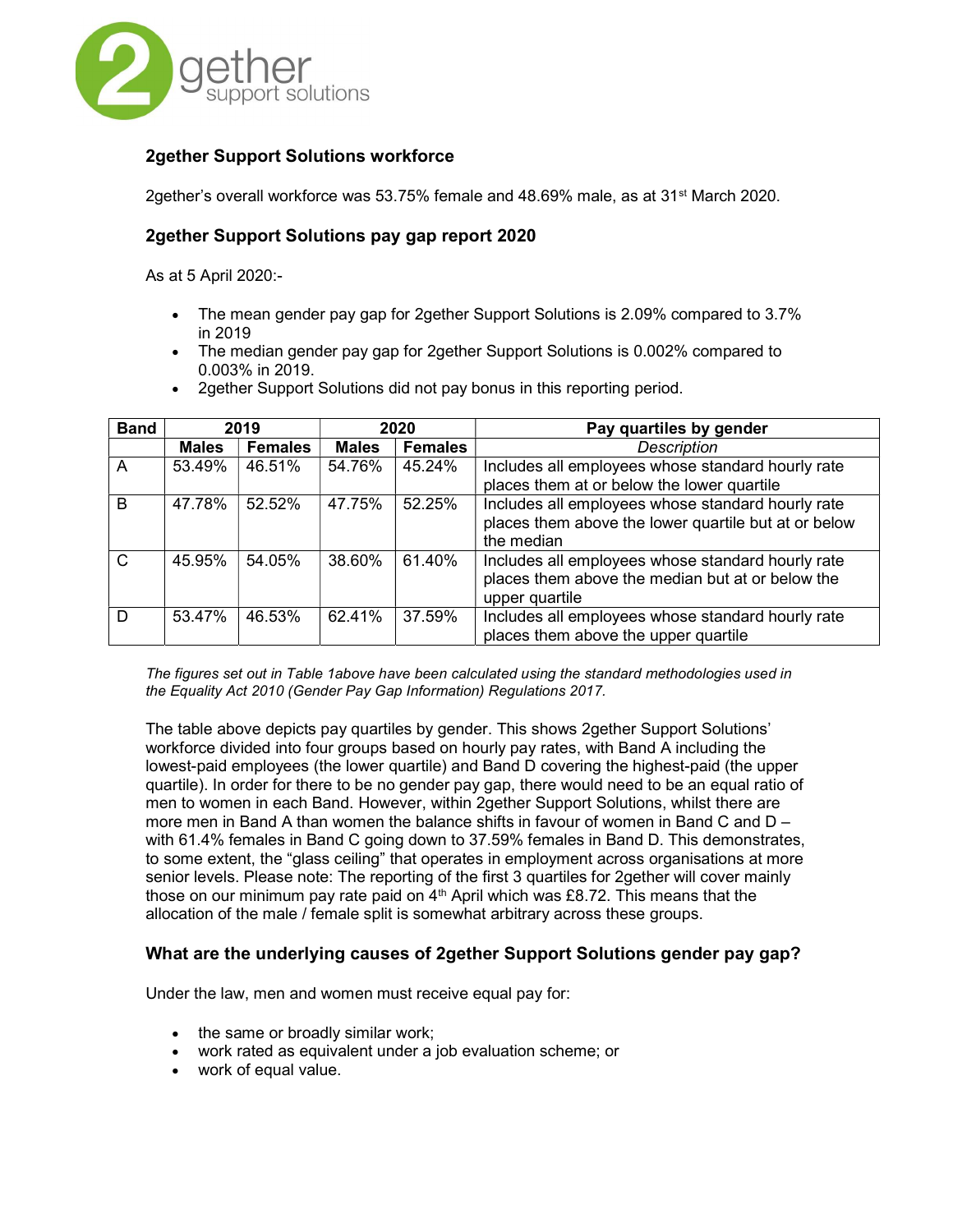## 2gether Support Solutions workforce

2gether's overall workforce was 53.75% female and 48.69% male, as at 31st March 2020.

## 2gether Support Solutions pay gap report 2020

As at 5 April 2020:-

- The mean gender pay gap for 2gether Support Solutions is 2.09% compared to 3.7% in 2019
- The median gender pay gap for 2gether Support Solutions is 0.002% compared to 0.003% in 2019.
- 2gether Support Solutions did not pay bonus in this reporting period.

| Band | 2019 | | 2020 | | Pay quartiles by gender |
|---|---|---|---|---|---|
| | **Males** | **Females** | **Males** | **Females** | *Description* |
| A | 53.49% | 46.51% | 54.76% | 45.24% | Includes all employees whose standard hourly rate places them at or below the lower quartile |
| B | 47.78% | 52.52% | 47.75% | 52.25% | Includes all employees whose standard hourly rate places them above the lower quartile but at or below the median |
| C | 45.95% | 54.05% | 38.60% | 61.40% | Includes all employees whose standard hourly rate places them above the median but at or below the upper quartile |
| D | 53.47% | 46.53% | 62.41% | 37.59% | Includes all employees whose standard hourly rate places them above the upper quartile |

*The figures set out in Table 1above have been calculated using the standard methodologies used in the Equality Act 2010 (Gender Pay Gap Information) Regulations 2017.*

The table above depicts pay quartiles by gender. This shows 2gether Support Solutions' workforce divided into four groups based on hourly pay rates, with Band A including the lowest-paid employees (the lower quartile) and Band D covering the highest-paid (the upper quartile). In order for there to be no gender pay gap, there would need to be an equal ratio of men to women in each Band. However, within 2gether Support Solutions, whilst there are more men in Band A than women the balance shifts in favour of women in Band C and D – with 61.4% females in Band C going down to 37.59% females in Band D. This demonstrates, to some extent, the "glass ceiling" that operates in employment across organisations at more senior levels. Please note: The reporting of the first 3 quartiles for 2gether will cover mainly those on our minimum pay rate paid on 4th April which was £8.72. This means that the allocation of the male / female split is somewhat arbitrary across these groups.

## What are the underlying causes of 2gether Support Solutions gender pay gap?

Under the law, men and women must receive equal pay for:

- the same or broadly similar work;
- work rated as equivalent under a job evaluation scheme; or
- work of equal value.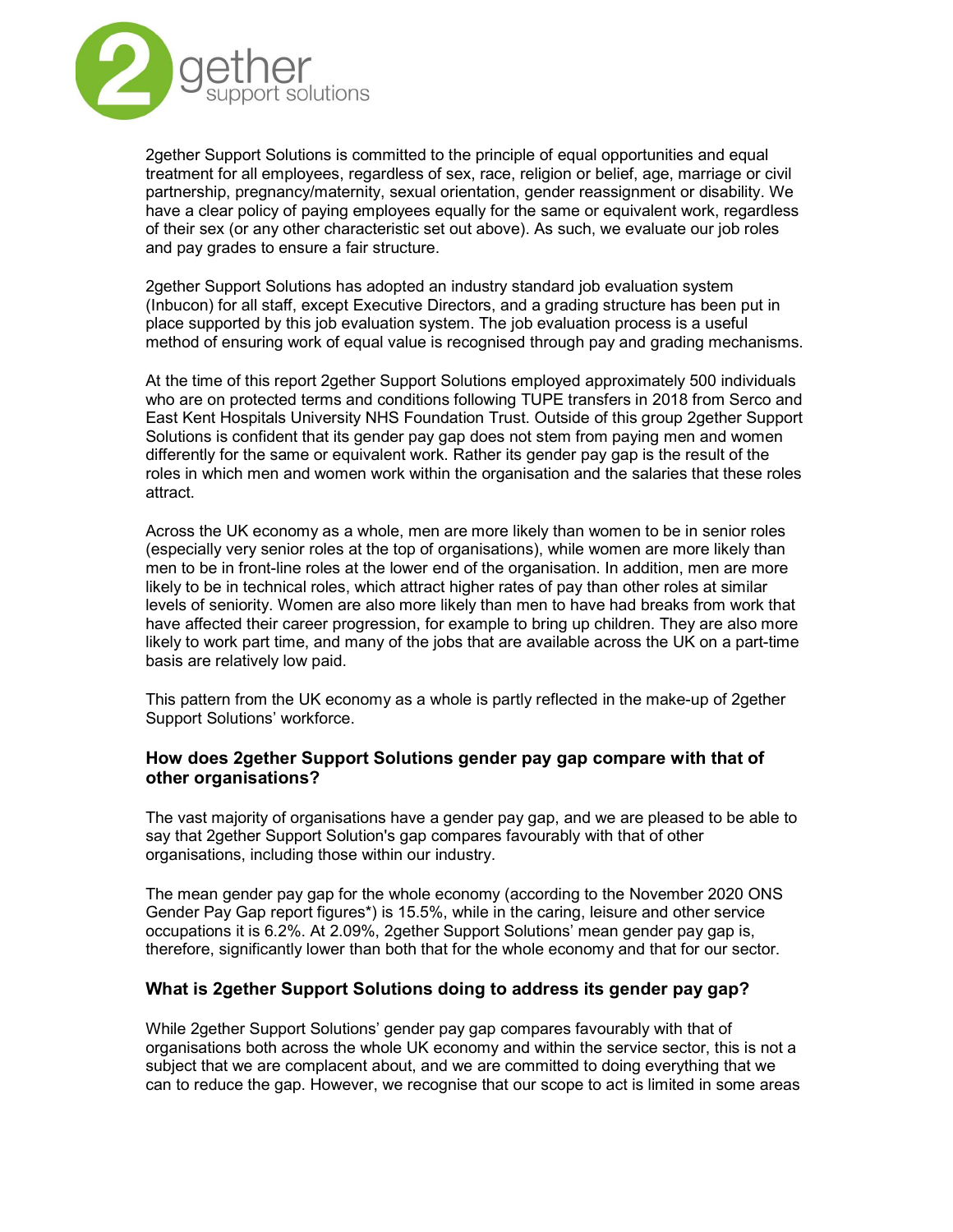2gether Support Solutions is committed to the principle of equal opportunities and equal treatment for all employees, regardless of sex, race, religion or belief, age, marriage or civil partnership, pregnancy/maternity, sexual orientation, gender reassignment or disability. We have a clear policy of paying employees equally for the same or equivalent work, regardless of their sex (or any other characteristic set out above). As such, we evaluate our job roles and pay grades to ensure a fair structure.

2gether Support Solutions has adopted an industry standard job evaluation system (Inbucon) for all staff, except Executive Directors, and a grading structure has been put in place supported by this job evaluation system. The job evaluation process is a useful method of ensuring work of equal value is recognised through pay and grading mechanisms.

At the time of this report 2gether Support Solutions employed approximately 500 individuals who are on protected terms and conditions following TUPE transfers in 2018 from Serco and East Kent Hospitals University NHS Foundation Trust. Outside of this group 2gether Support Solutions is confident that its gender pay gap does not stem from paying men and women differently for the same or equivalent work. Rather its gender pay gap is the result of the roles in which men and women work within the organisation and the salaries that these roles attract.

Across the UK economy as a whole, men are more likely than women to be in senior roles (especially very senior roles at the top of organisations), while women are more likely than men to be in front-line roles at the lower end of the organisation. In addition, men are more likely to be in technical roles, which attract higher rates of pay than other roles at similar levels of seniority. Women are also more likely than men to have had breaks from work that have affected their career progression, for example to bring up children. They are also more likely to work part time, and many of the jobs that are available across the UK on a part-time basis are relatively low paid.

This pattern from the UK economy as a whole is partly reflected in the make-up of 2gether Support Solutions' workforce.

### How does 2gether Support Solutions gender pay gap compare with that of other organisations?

The vast majority of organisations have a gender pay gap, and we are pleased to be able to say that 2gether Support Solution's gap compares favourably with that of other organisations, including those within our industry.

The mean gender pay gap for the whole economy (according to the November 2020 ONS Gender Pay Gap report figures*) is 15.5%, while in the caring, leisure and other service occupations it is 6.2%. At 2.09%, 2gether Support Solutions' mean gender pay gap is, therefore, significantly lower than both that for the whole economy and that for our sector.

### What is 2gether Support Solutions doing to address its gender pay gap?

While 2gether Support Solutions' gender pay gap compares favourably with that of organisations both across the whole UK economy and within the service sector, this is not a subject that we are complacent about, and we are committed to doing everything that we can to reduce the gap. However, we recognise that our scope to act is limited in some areas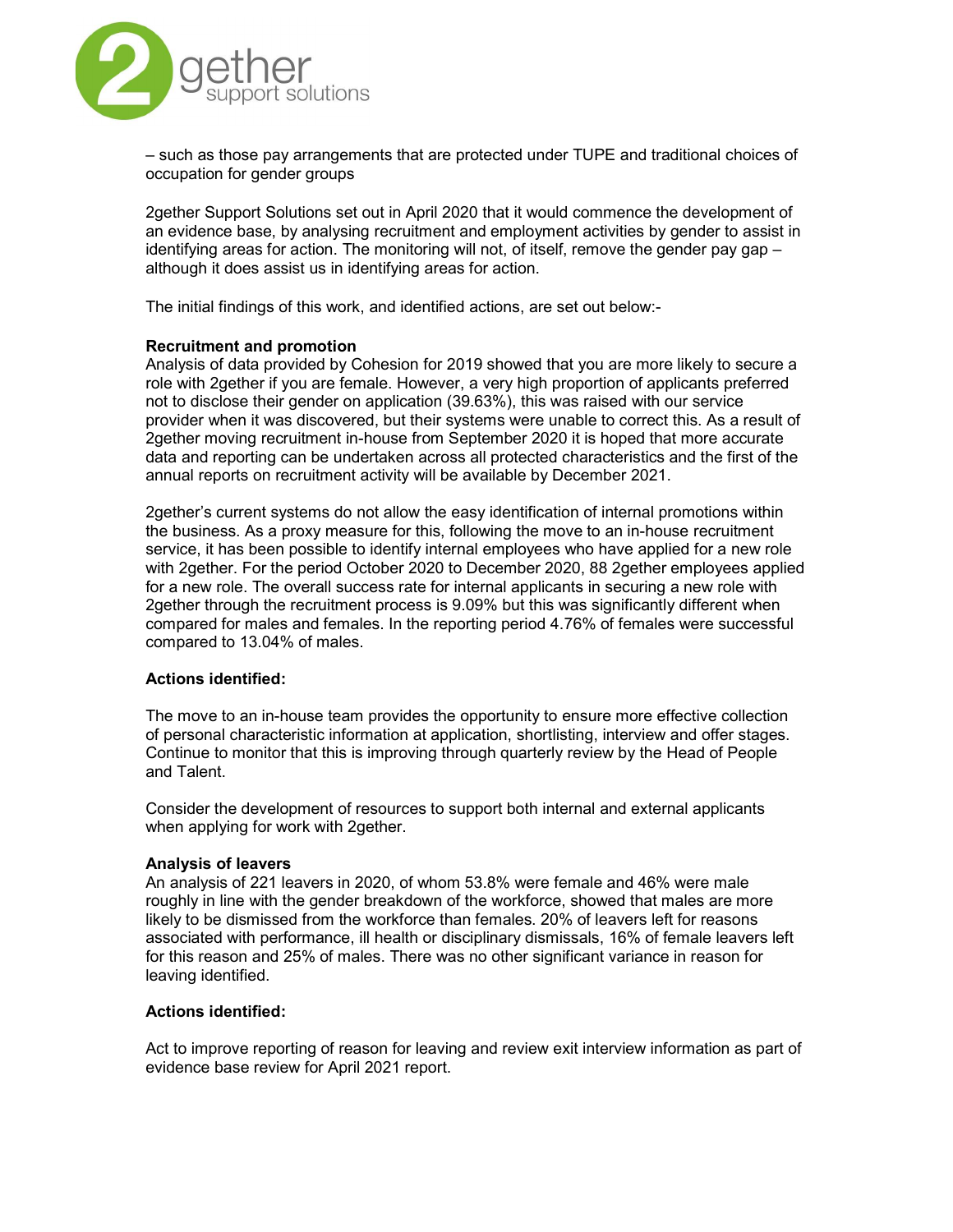– such as those pay arrangements that are protected under TUPE and traditional choices of occupation for gender groups

2gether Support Solutions set out in April 2020 that it would commence the development of an evidence base, by analysing recruitment and employment activities by gender to assist in identifying areas for action. The monitoring will not, of itself, remove the gender pay gap – although it does assist us in identifying areas for action.

The initial findings of this work, and identified actions, are set out below:-

**Recruitment and promotion**
Analysis of data provided by Cohesion for 2019 showed that you are more likely to secure a role with 2gether if you are female. However, a very high proportion of applicants preferred not to disclose their gender on application (39.63%), this was raised with our service provider when it was discovered, but their systems were unable to correct this. As a result of 2gether moving recruitment in-house from September 2020 it is hoped that more accurate data and reporting can be undertaken across all protected characteristics and the first of the annual reports on recruitment activity will be available by December 2021.

2gether's current systems do not allow the easy identification of internal promotions within the business. As a proxy measure for this, following the move to an in-house recruitment service, it has been possible to identify internal employees who have applied for a new role with 2gether. For the period October 2020 to December 2020, 88 2gether employees applied for a new role. The overall success rate for internal applicants in securing a new role with 2gether through the recruitment process is 9.09% but this was significantly different when compared for males and females. In the reporting period 4.76% of females were successful compared to 13.04% of males.

**Actions identified:**

The move to an in-house team provides the opportunity to ensure more effective collection of personal characteristic information at application, shortlisting, interview and offer stages. Continue to monitor that this is improving through quarterly review by the Head of People and Talent.

Consider the development of resources to support both internal and external applicants when applying for work with 2gether.

**Analysis of leavers**
An analysis of 221 leavers in 2020, of whom 53.8% were female and 46% were male roughly in line with the gender breakdown of the workforce, showed that males are more likely to be dismissed from the workforce than females. 20% of leavers left for reasons associated with performance, ill health or disciplinary dismissals, 16% of female leavers left for this reason and 25% of males. There was no other significant variance in reason for leaving identified.

**Actions identified:**

Act to improve reporting of reason for leaving and review exit interview information as part of evidence base review for April 2021 report.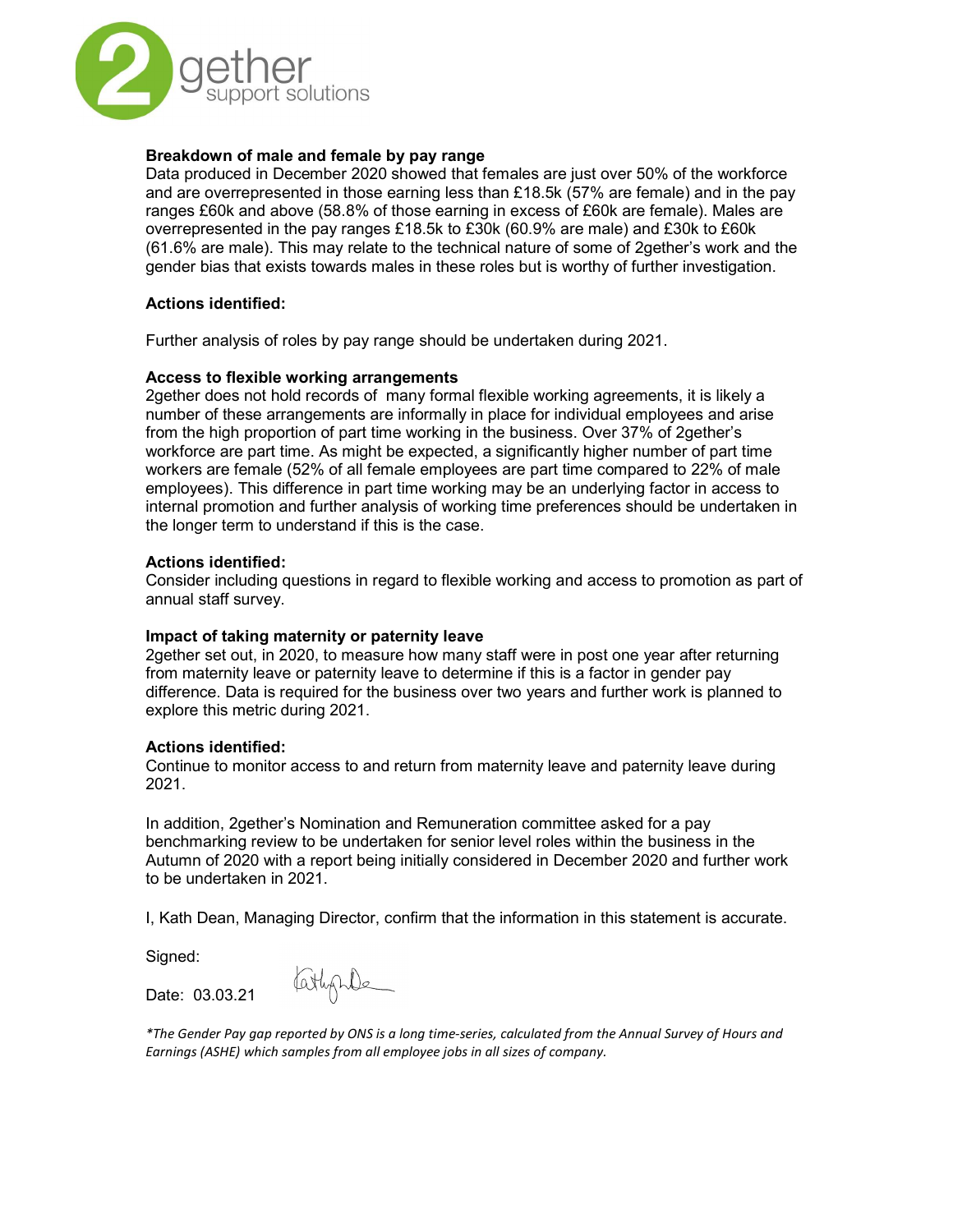**Breakdown of male and female by pay range**

Data produced in December 2020 showed that females are just over 50% of the workforce and are overrepresented in those earning less than £18.5k (57% are female) and in the pay ranges £60k and above (58.8% of those earning in excess of £60k are female). Males are overrepresented in the pay ranges £18.5k to £30k (60.9% are male) and £30k to £60k (61.6% are male). This may relate to the technical nature of some of 2gether's work and the gender bias that exists towards males in these roles but is worthy of further investigation.

**Actions identified:**

Further analysis of roles by pay range should be undertaken during 2021.

**Access to flexible working arrangements**

2gether does not hold records of many formal flexible working agreements, it is likely a number of these arrangements are informally in place for individual employees and arise from the high proportion of part time working in the business. Over 37% of 2gether's workforce are part time. As might be expected, a significantly higher number of part time workers are female (52% of all female employees are part time compared to 22% of male employees). This difference in part time working may be an underlying factor in access to internal promotion and further analysis of working time preferences should be undertaken in the longer term to understand if this is the case.

**Actions identified:**

Consider including questions in regard to flexible working and access to promotion as part of annual staff survey.

**Impact of taking maternity or paternity leave**

2gether set out, in 2020, to measure how many staff were in post one year after returning from maternity leave or paternity leave to determine if this is a factor in gender pay difference. Data is required for the business over two years and further work is planned to explore this metric during 2021.

**Actions identified:**

Continue to monitor access to and return from maternity leave and paternity leave during 2021.

In addition, 2gether's Nomination and Remuneration committee asked for a pay benchmarking review to be undertaken for senior level roles within the business in the Autumn of 2020 with a report being initially considered in December 2020 and further work to be undertaken in 2021.

I, Kath Dean, Managing Director, confirm that the information in this statement is accurate.

Signed:

Date: 03.03.21

*\*The Gender Pay gap reported by ONS is a long time-series, calculated from the Annual Survey of Hours and Earnings (ASHE) which samples from all employee jobs in all sizes of company.*